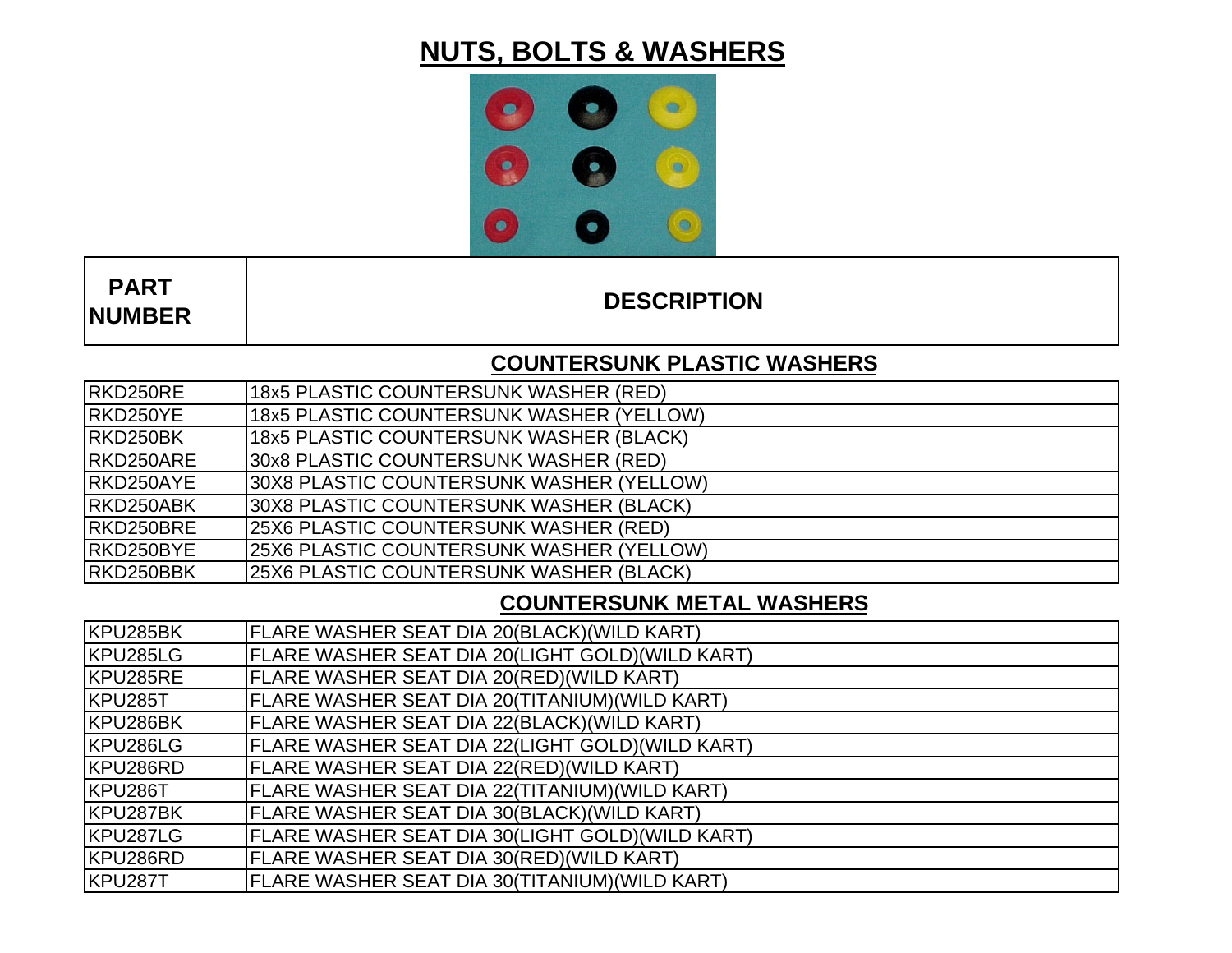# NUTS, BOLTS & WASHERS

| PART NUMBER | DESCRIPTION |
|---|---|
| | **COUNTERSUNK PLASTIC WASHERS** |
| RKD250RE | 18x5 PLASTIC COUNTERSUNK WASHER (RED) |
| RKD250YE | 18x5 PLASTIC COUNTERSUNK WASHER (YELLOW) |
| RKD250BK | 18x5 PLASTIC COUNTERSUNK WASHER (BLACK) |
| RKD250ARE | 30x8 PLASTIC COUNTERSUNK WASHER (RED) |
| RKD250AYE | 30X8 PLASTIC COUNTERSUNK WASHER (YELLOW) |
| RKD250ABK | 30X8 PLASTIC COUNTERSUNK WASHER (BLACK) |
| RKD250BRE | 25X6 PLASTIC COUNTERSUNK WASHER (RED) |
| RKD250BYE | 25X6 PLASTIC COUNTERSUNK WASHER (YELLOW) |
| RKD250BBK | 25X6 PLASTIC COUNTERSUNK WASHER (BLACK) |
| | **COUNTERSUNK METAL WASHERS** |
| KPU285BK | FLARE WASHER SEAT DIA 20(BLACK)(WILD KART) |
| KPU285LG | FLARE WASHER SEAT DIA 20(LIGHT GOLD)(WILD KART) |
| KPU285RE | FLARE WASHER SEAT DIA 20(RED)(WILD KART) |
| KPU285T | FLARE WASHER SEAT DIA 20(TITANIUM)(WILD KART) |
| KPU286BK | FLARE WASHER SEAT DIA 22(BLACK)(WILD KART) |
| KPU286LG | FLARE WASHER SEAT DIA 22(LIGHT GOLD)(WILD KART) |
| KPU286RD | FLARE WASHER SEAT DIA 22(RED)(WILD KART) |
| KPU286T | FLARE WASHER SEAT DIA 22(TITANIUM)(WILD KART) |
| KPU287BK | FLARE WASHER SEAT DIA 30(BLACK)(WILD KART) |
| KPU287LG | FLARE WASHER SEAT DIA 30(LIGHT GOLD)(WILD KART) |
| KPU286RD | FLARE WASHER SEAT DIA 30(RED)(WILD KART) |
| KPU287T | FLARE WASHER SEAT DIA 30(TITANIUM)(WILD KART) |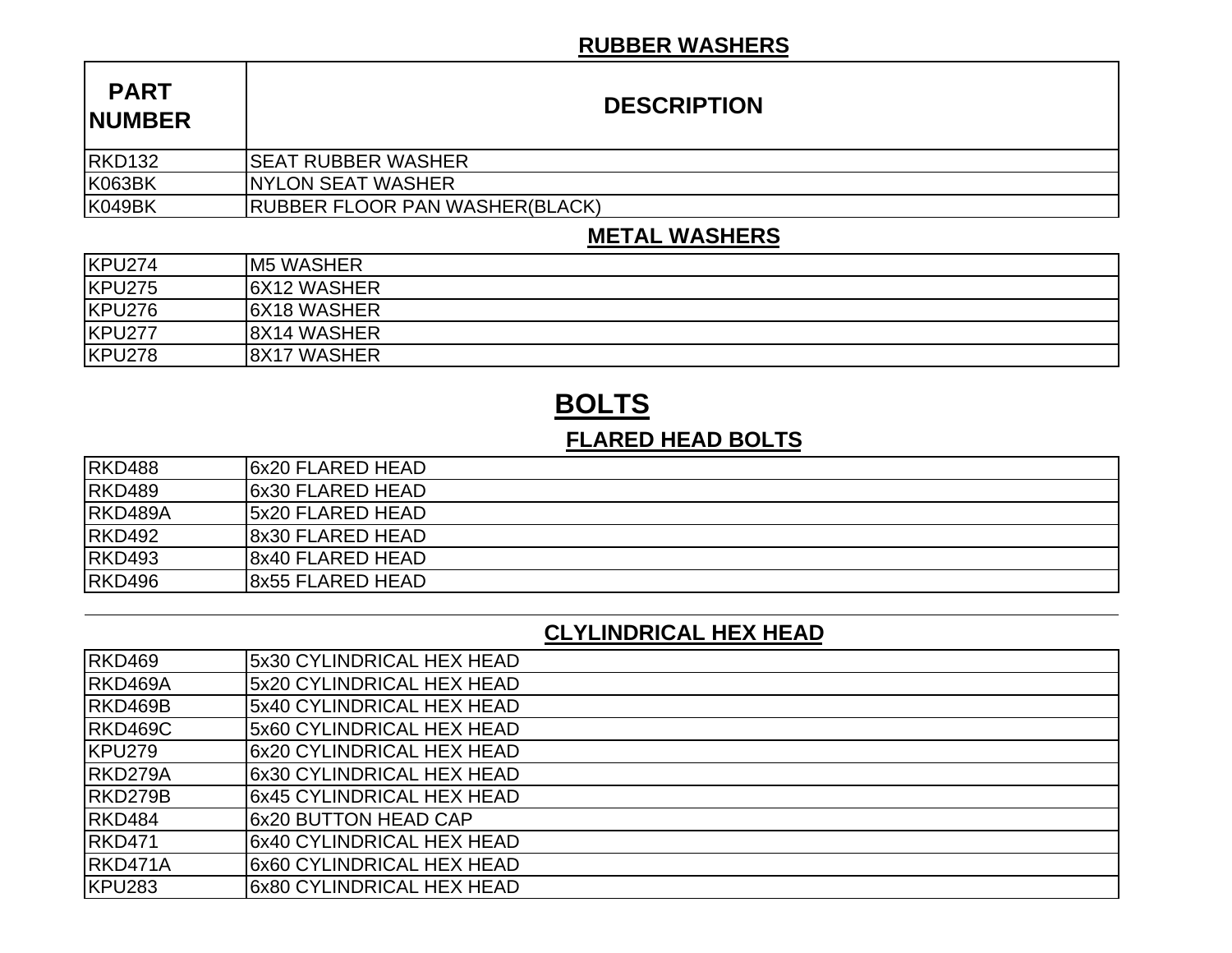## RUBBER WASHERS

| PART NUMBER | DESCRIPTION |
| --- | --- |
| RKD132 | SEAT RUBBER WASHER |
| K063BK | NYLON SEAT WASHER |
| K049BK | RUBBER FLOOR PAN WASHER(BLACK) |

## METAL WASHERS

| PART NUMBER | DESCRIPTION |
| --- | --- |
| KPU274 | M5 WASHER |
| KPU275 | 6X12 WASHER |
| KPU276 | 6X18 WASHER |
| KPU277 | 8X14 WASHER |
| KPU278 | 8X17 WASHER |

# BOLTS

## FLARED HEAD BOLTS

| PART NUMBER | DESCRIPTION |
| --- | --- |
| RKD488 | 6x20 FLARED HEAD |
| RKD489 | 6x30 FLARED HEAD |
| RKD489A | 5x20 FLARED HEAD |
| RKD492 | 8x30 FLARED HEAD |
| RKD493 | 8x40 FLARED HEAD |
| RKD496 | 8x55 FLARED HEAD |

## CLYLINDRICAL HEX HEAD

| PART NUMBER | DESCRIPTION |
| --- | --- |
| RKD469 | 5x30 CYLINDRICAL HEX HEAD |
| RKD469A | 5x20 CYLINDRICAL HEX HEAD |
| RKD469B | 5x40 CYLINDRICAL HEX HEAD |
| RKD469C | 5x60 CYLINDRICAL HEX HEAD |
| KPU279 | 6x20 CYLINDRICAL HEX HEAD |
| RKD279A | 6x30 CYLINDRICAL HEX HEAD |
| RKD279B | 6x45 CYLINDRICAL HEX HEAD |
| RKD484 | 6x20 BUTTON HEAD CAP |
| RKD471 | 6x40 CYLINDRICAL HEX HEAD |
| RKD471A | 6x60 CYLINDRICAL HEX HEAD |
| KPU283 | 6x80 CYLINDRICAL HEX HEAD |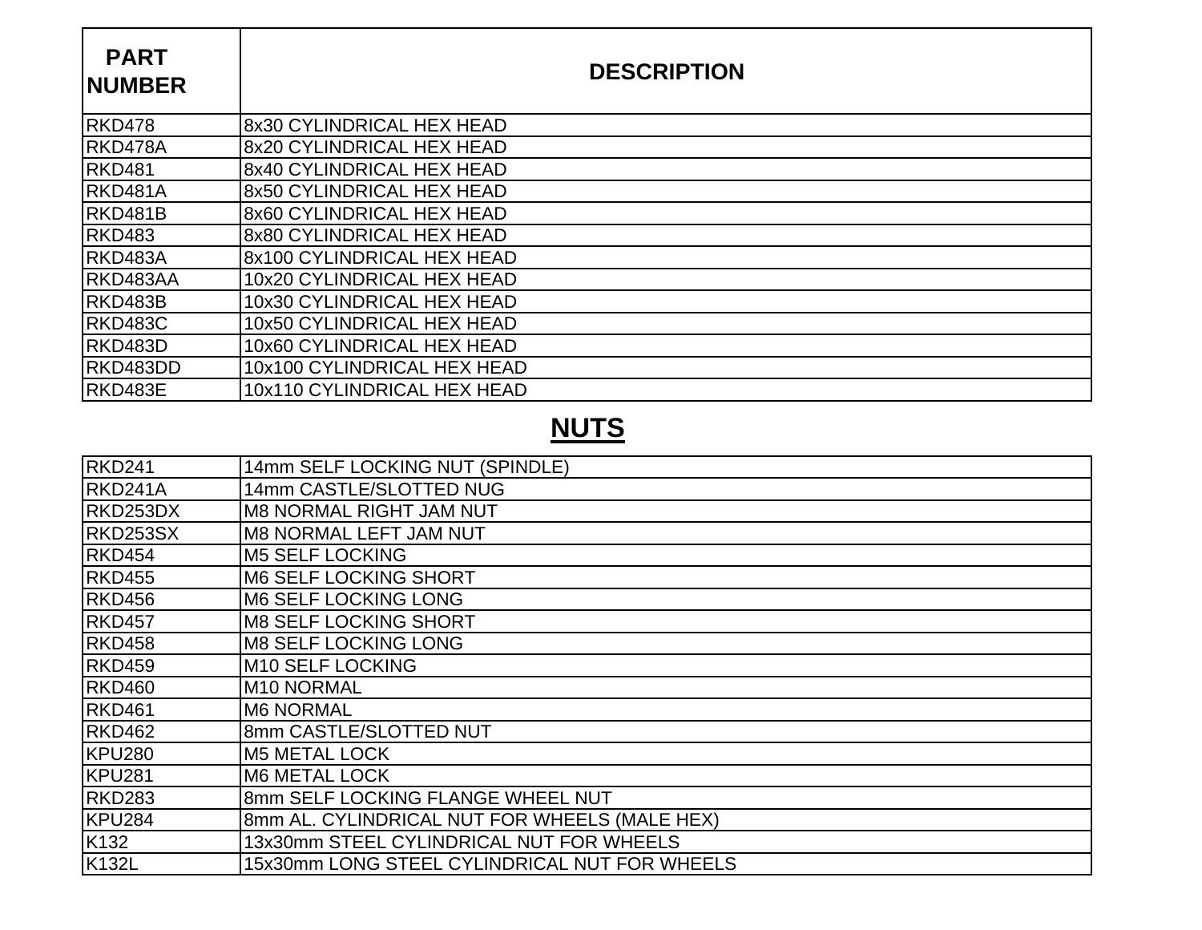| PART NUMBER | DESCRIPTION |
|---|---|
| RKD478 | 8x30 CYLINDRICAL HEX HEAD |
| RKD478A | 8x20 CYLINDRICAL HEX HEAD |
| RKD481 | 8x40 CYLINDRICAL HEX HEAD |
| RKD481A | 8x50 CYLINDRICAL HEX HEAD |
| RKD481B | 8x60 CYLINDRICAL HEX HEAD |
| RKD483 | 8x80 CYLINDRICAL HEX HEAD |
| RKD483A | 8x100 CYLINDRICAL HEX HEAD |
| RKD483AA | 10x20 CYLINDRICAL HEX HEAD |
| RKD483B | 10x30 CYLINDRICAL HEX HEAD |
| RKD483C | 10x50 CYLINDRICAL HEX HEAD |
| RKD483D | 10x60 CYLINDRICAL HEX HEAD |
| RKD483DD | 10x100 CYLINDRICAL HEX HEAD |
| RKD483E | 10x110 CYLINDRICAL HEX HEAD |

## NUTS

| | |
|---|---|
| RKD241 | 14mm SELF LOCKING NUT (SPINDLE) |
| RKD241A | 14mm CASTLE/SLOTTED NUG |
| RKD253DX | M8 NORMAL RIGHT JAM NUT |
| RKD253SX | M8 NORMAL LEFT JAM NUT |
| RKD454 | M5 SELF LOCKING |
| RKD455 | M6 SELF LOCKING SHORT |
| RKD456 | M6 SELF LOCKING LONG |
| RKD457 | M8 SELF LOCKING SHORT |
| RKD458 | M8 SELF LOCKING LONG |
| RKD459 | M10 SELF LOCKING |
| RKD460 | M10 NORMAL |
| RKD461 | M6 NORMAL |
| RKD462 | 8mm CASTLE/SLOTTED NUT |
| KPU280 | M5 METAL LOCK |
| KPU281 | M6 METAL LOCK |
| RKD283 | 8mm SELF LOCKING FLANGE WHEEL NUT |
| KPU284 | 8mm AL. CYLINDRICAL NUT FOR WHEELS (MALE HEX) |
| K132 | 13x30mm STEEL CYLINDRICAL NUT FOR WHEELS |
| K132L | 15x30mm LONG STEEL CYLINDRICAL NUT FOR WHEELS |